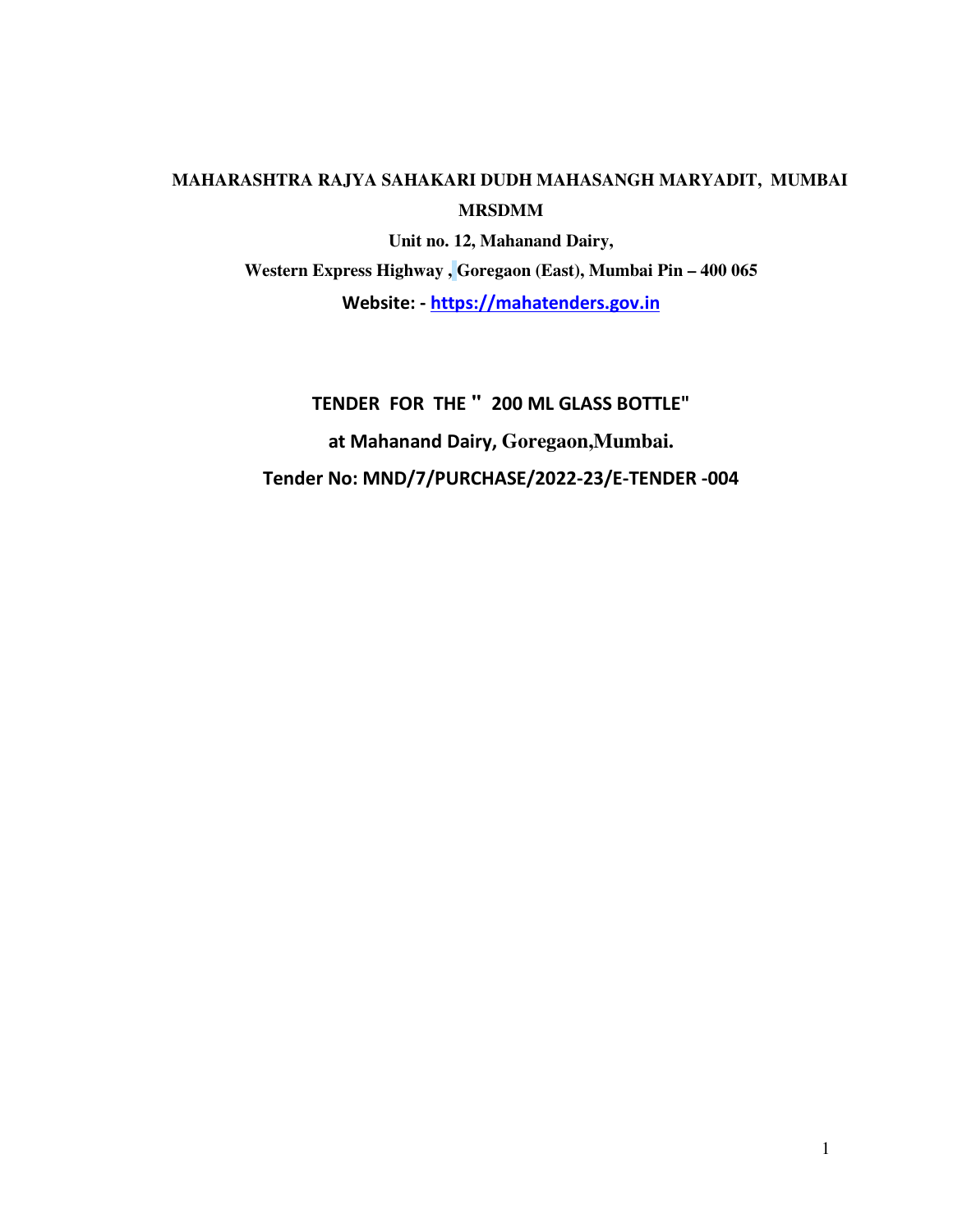**MAHARASHTRA RAJYA SAHAKARI DUDH MAHASANGH MARYADIT, MUMBAI**

**MRSDMM**

**Unit no. 12, Mahanand Dairy,**

**Western Express Highway , Goregaon (East), Mumbai Pin – 400 065**

**Website: - [https://mahatenders.gov.in](https://mahatenders.gov.in)**

# TENDER FOR THE " 200 ML GLASS BOTTLE"

**at Mahanand Dairy, Goregaon,Mumbai.**

**Tender No: MND/7/PURCHASE/2022-23/E-TENDER -004**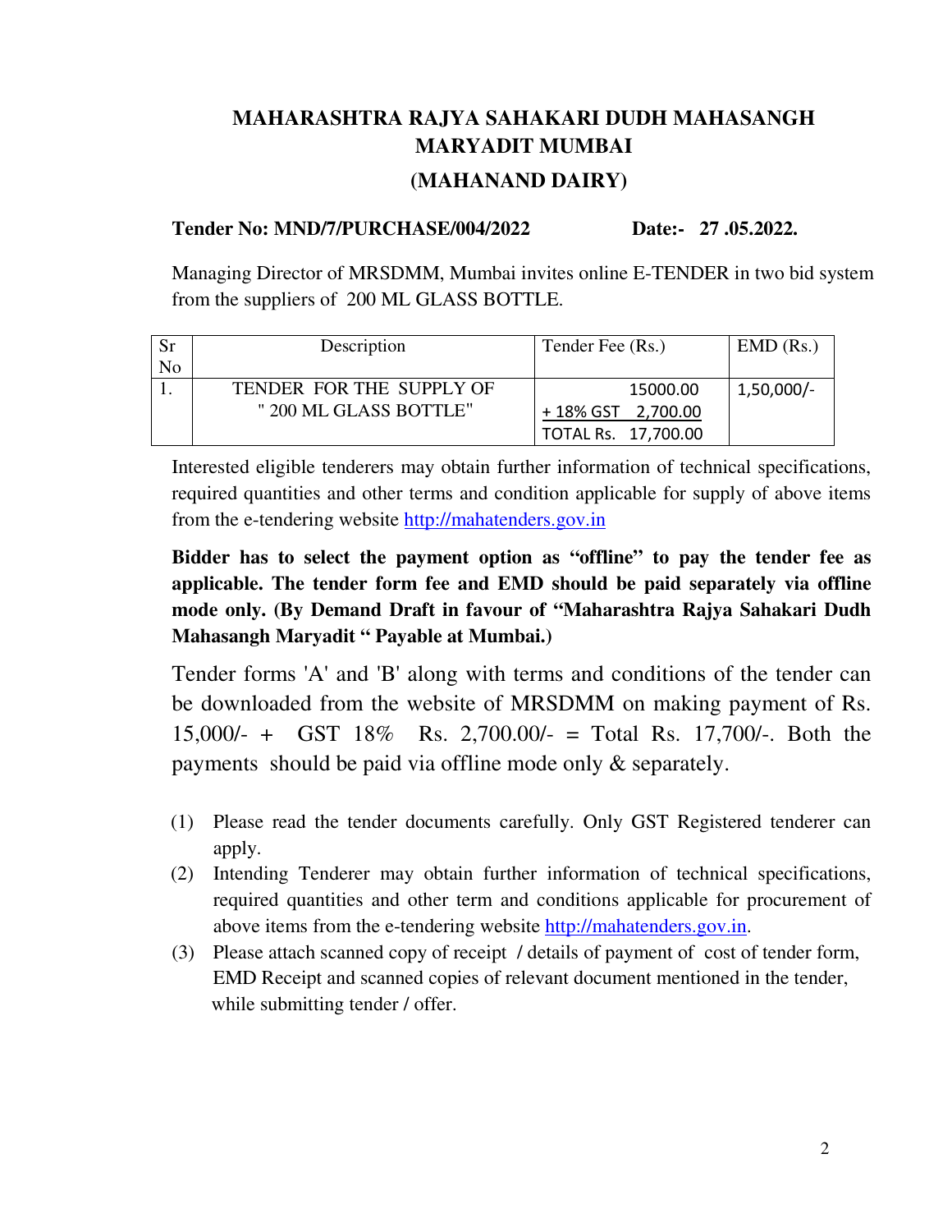# MAHARASHTRA RAJYA SAHAKARI DUDH MAHASANGH MARYADIT MUMBAI

## (MAHANAND DAIRY)

**Tender No: MND/7/PURCHASE/004/2022** **Date:- 27 .05.2022.**

Managing Director of MRSDMM, Mumbai invites online E-TENDER in two bid system from the suppliers of 200 ML GLASS BOTTLE.

| Sr No | Description | Tender Fee (Rs.) | EMD (Rs.) |
|---|---|---|---|
| 1. | TENDER FOR THE SUPPLY OF " 200 ML GLASS BOTTLE" | 15000.00<br>+ 18% GST 2,700.00<br>TOTAL Rs. 17,700.00 | 1,50,000/- |

Interested eligible tenderers may obtain further information of technical specifications, required quantities and other terms and condition applicable for supply of above items from the e-tendering website http://mahatenders.gov.in

**Bidder has to select the payment option as "offline" to pay the tender fee as applicable. The tender form fee and EMD should be paid separately via offline mode only. (By Demand Draft in favour of "Maharashtra Rajya Sahakari Dudh Mahasangh Maryadit " Payable at Mumbai.)**

Tender forms 'A' and 'B' along with terms and conditions of the tender can be downloaded from the website of MRSDMM on making payment of Rs. 15,000/- + GST 18% Rs. 2,700.00/- = Total Rs. 17,700/-. Both the payments should be paid via offline mode only & separately.

(1) Please read the tender documents carefully. Only GST Registered tenderer can apply.

(2) Intending Tenderer may obtain further information of technical specifications, required quantities and other term and conditions applicable for procurement of above items from the e-tendering website http://mahatenders.gov.in.

(3) Please attach scanned copy of receipt / details of payment of cost of tender form, EMD Receipt and scanned copies of relevant document mentioned in the tender, while submitting tender / offer.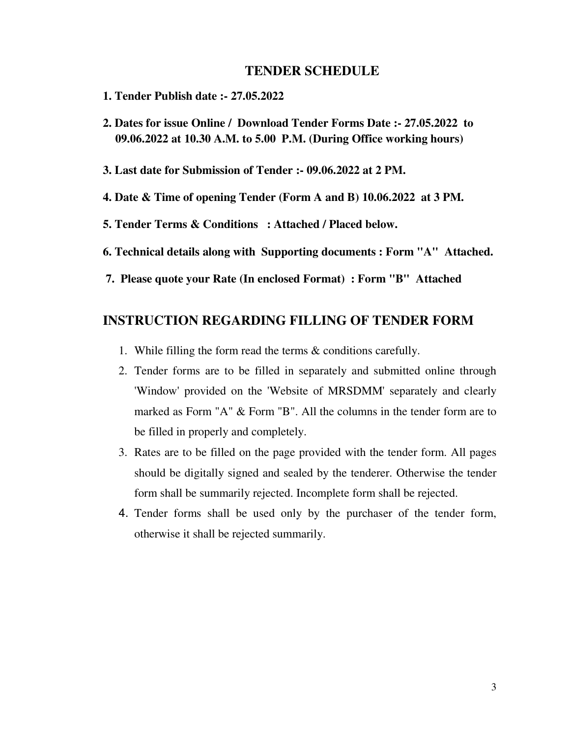## TENDER SCHEDULE

**1. Tender Publish date :- 27.05.2022**

**2. Dates for issue Online / Download Tender Forms Date :- 27.05.2022 to 09.06.2022 at 10.30 A.M. to 5.00 P.M. (During Office working hours)**

**3. Last date for Submission of Tender :- 09.06.2022 at 2 PM.**

**4. Date & Time of opening Tender (Form A and B) 10.06.2022 at 3 PM.**

**5. Tender Terms & Conditions : Attached / Placed below.**

**6. Technical details along with Supporting documents : Form "A" Attached.**

**7. Please quote your Rate (In enclosed Format) : Form "B" Attached**

## INSTRUCTION REGARDING FILLING OF TENDER FORM

1. While filling the form read the terms & conditions carefully.
2. Tender forms are to be filled in separately and submitted online through 'Window' provided on the 'Website of MRSDMM' separately and clearly marked as Form "A" & Form "B". All the columns in the tender form are to be filled in properly and completely.
3. Rates are to be filled on the page provided with the tender form. All pages should be digitally signed and sealed by the tenderer. Otherwise the tender form shall be summarily rejected. Incomplete form shall be rejected.
4. Tender forms shall be used only by the purchaser of the tender form, otherwise it shall be rejected summarily.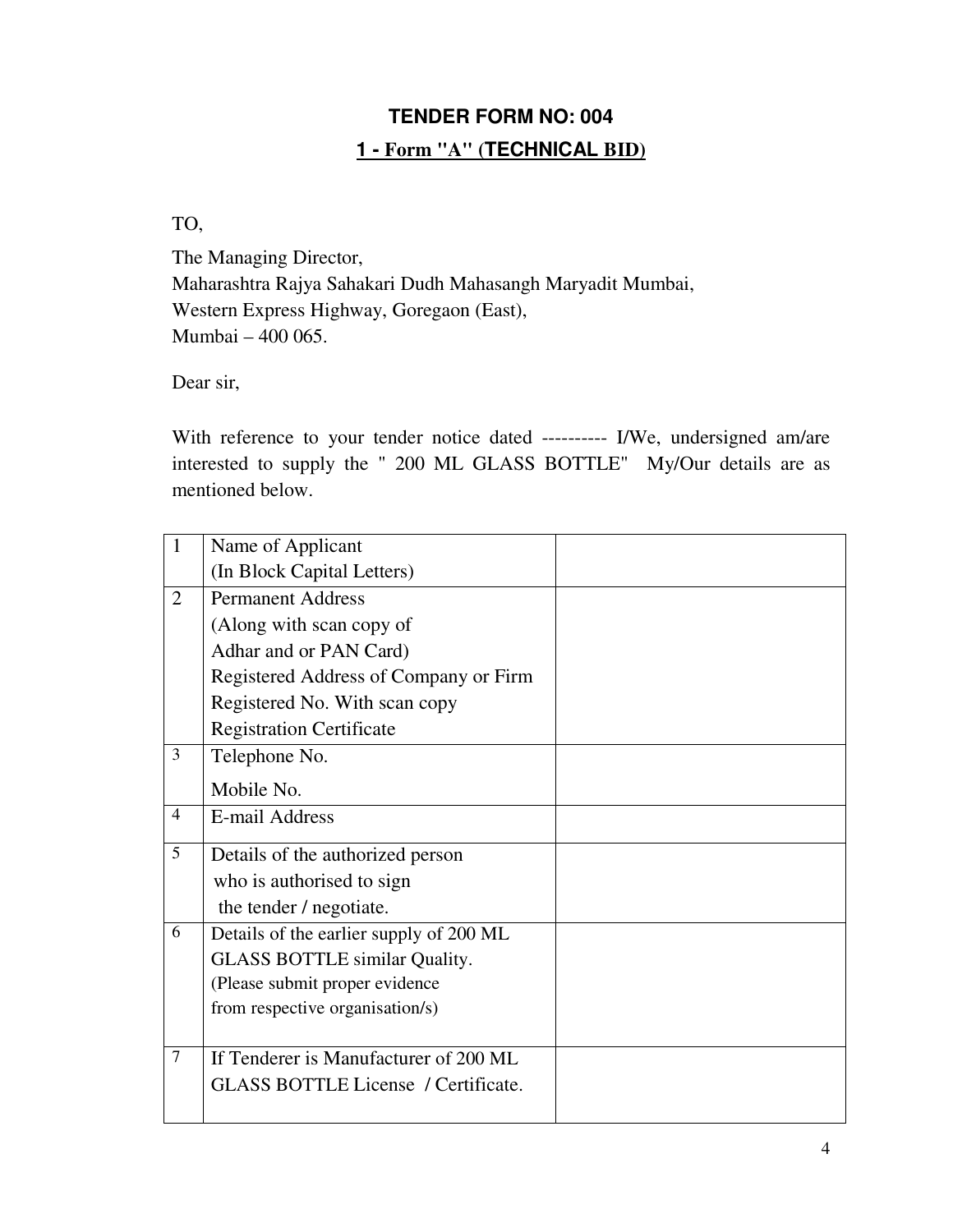# TENDER FORM NO: 004

## 1 - Form "A" (TECHNICAL BID)

TO,

The Managing Director,
Maharashtra Rajya Sahakari Dudh Mahasangh Maryadit Mumbai,
Western Express Highway, Goregaon (East),
Mumbai – 400 065.

Dear sir,

With reference to your tender notice dated ---------- I/We, undersigned am/are interested to supply the " 200 ML GLASS BOTTLE" My/Our details are as mentioned below.

| | | |
|---|---|---|
| 1 | Name of Applicant<br>(In Block Capital Letters) | |
| 2 | Permanent Address<br>(Along with scan copy of<br>Adhar and or PAN Card)<br>Registered Address of Company or Firm<br>Registered No. With scan copy<br>Registration Certificate | |
| 3 | Telephone No.<br>Mobile No. | |
| 4 | E-mail Address | |
| 5 | Details of the authorized person<br>who is authorised to sign<br>the tender / negotiate. | |
| 6 | Details of the earlier supply of 200 ML GLASS BOTTLE similar Quality.<br>(Please submit proper evidence from respective organisation/s) | |
| 7 | If Tenderer is Manufacturer of 200 ML GLASS BOTTLE License / Certificate. | |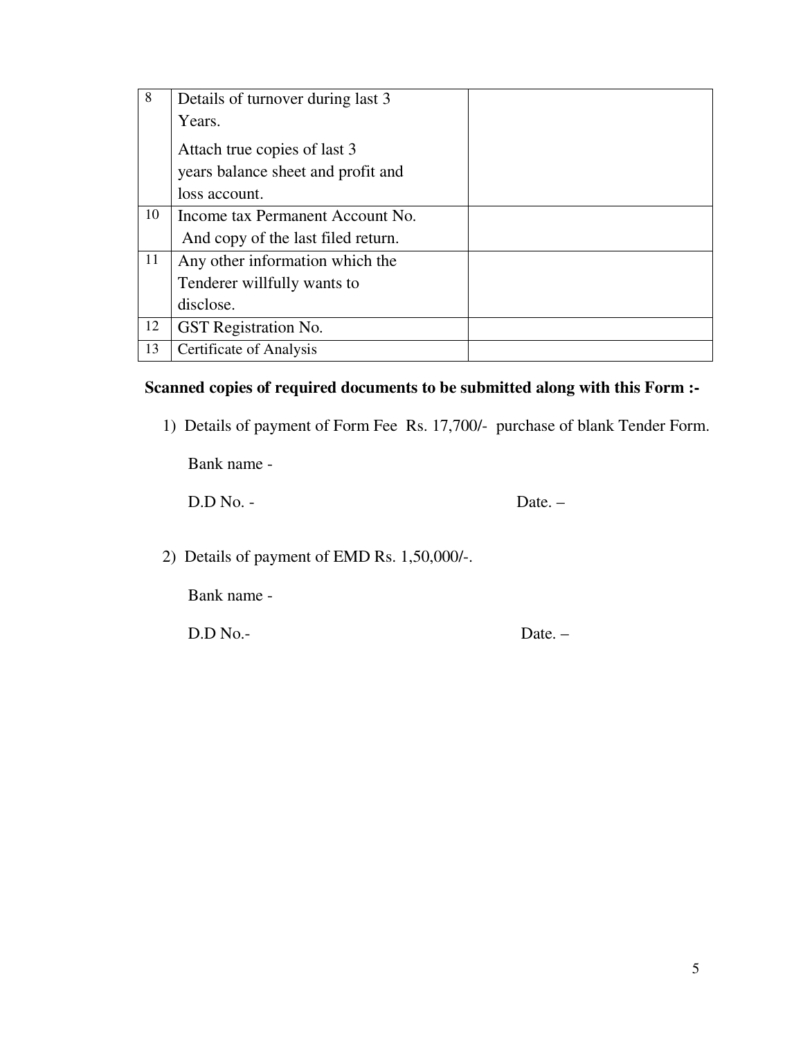| 8 | Details of turnover during last 3 Years.<br><br>Attach true copies of last 3 years balance sheet and profit and loss account. | |
|---|---|---|
| 10 | Income tax Permanent Account No. And copy of the last filed return. | |
| 11 | Any other information which the Tenderer willfully wants to disclose. | |
| 12 | GST Registration No. | |
| 13 | Certificate of Analysis | |

**Scanned copies of required documents to be submitted along with this Form :-**

1) Details of payment of Form Fee Rs. 17,700/- purchase of blank Tender Form.

   Bank name -

   D.D No. - Date. –

2) Details of payment of EMD Rs. 1,50,000/-.

   Bank name -

   D.D No.- Date. –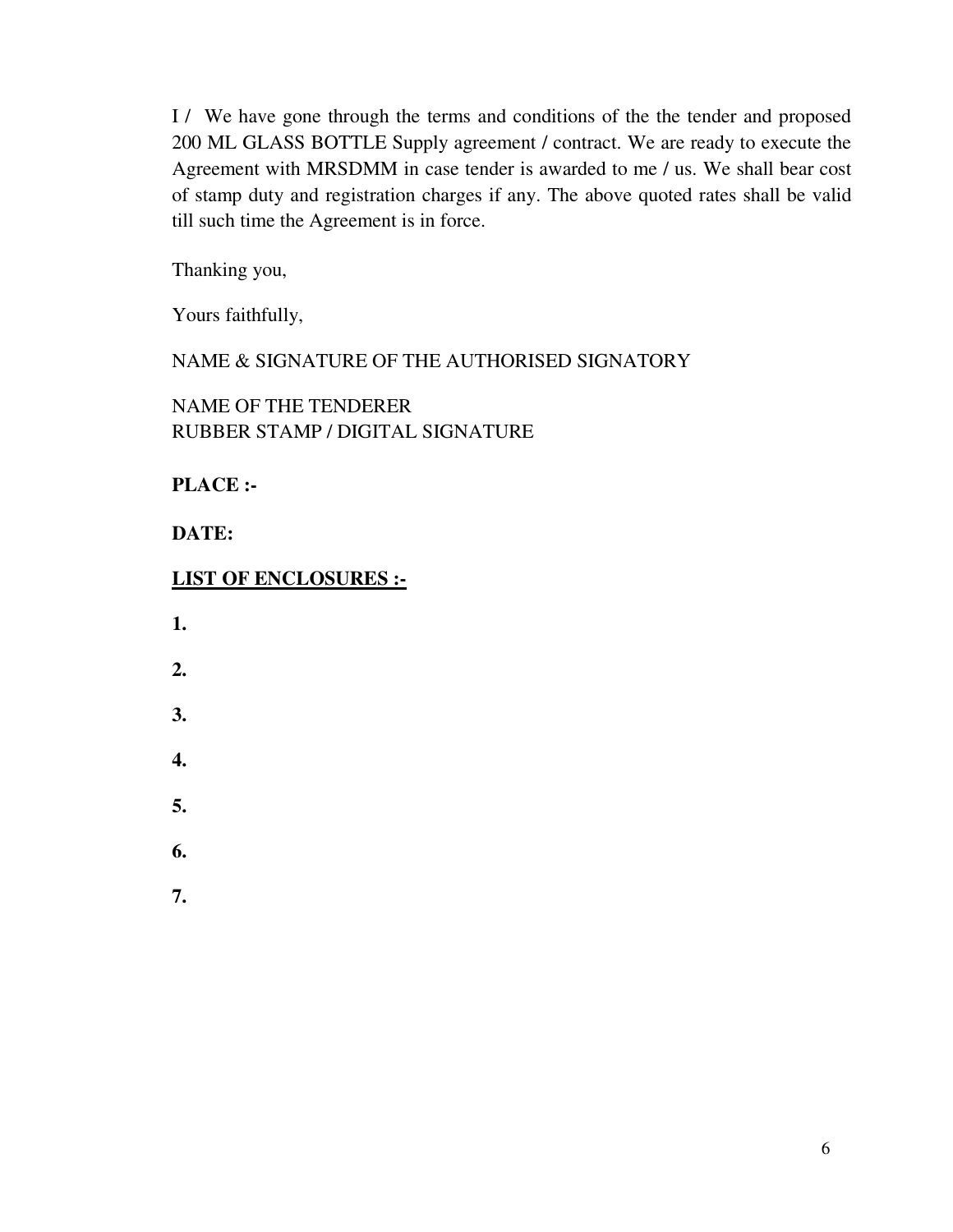I / We have gone through the terms and conditions of the the tender and proposed 200 ML GLASS BOTTLE Supply agreement / contract. We are ready to execute the Agreement with MRSDMM in case tender is awarded to me / us. We shall bear cost of stamp duty and registration charges if any. The above quoted rates shall be valid till such time the Agreement is in force.

Thanking you,

Yours faithfully,

NAME & SIGNATURE OF THE AUTHORISED SIGNATORY

NAME OF THE TENDERER
RUBBER STAMP / DIGITAL SIGNATURE

**PLACE :-**

**DATE:**

**<u>LIST OF ENCLOSURES :-</u>**

**1.**

**2.**

**3.**

**4.**

**5.**

**6.**

**7.**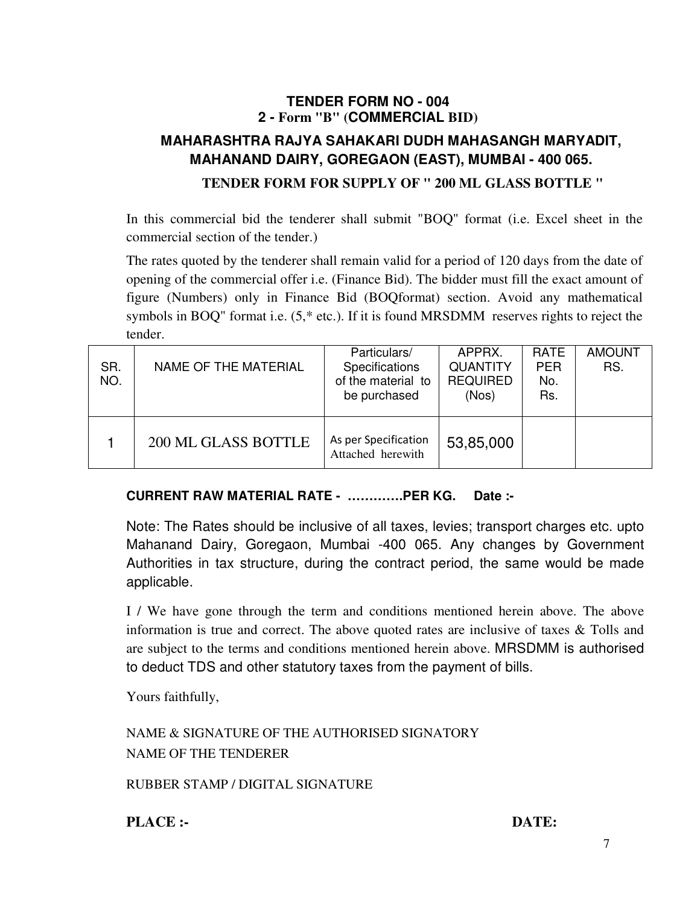## TENDER FORM NO - 004

### 2 - Form "B" (COMMERCIAL BID)

### MAHARASHTRA RAJYA SAHAKARI DUDH MAHASANGH MARYADIT, MAHANAND DAIRY, GOREGAON (EAST), MUMBAI - 400 065.

### TENDER FORM FOR SUPPLY OF " 200 ML GLASS BOTTLE "

In this commercial bid the tenderer shall submit "BOQ" format (i.e. Excel sheet in the commercial section of the tender.)

The rates quoted by the tenderer shall remain valid for a period of 120 days from the date of opening of the commercial offer i.e. (Finance Bid). The bidder must fill the exact amount of figure (Numbers) only in Finance Bid (BOQformat) section. Avoid any mathematical symbols in BOQ" format i.e. (5,* etc.). If it is found MRSDMM reserves rights to reject the tender.

| SR. NO. | NAME OF THE MATERIAL | Particulars/ Specifications of the material to be purchased | APPRX. QUANTITY REQUIRED (Nos) | RATE PER No. Rs. | AMOUNT RS. |
|---|---|---|---|---|---|
| 1 | 200 ML GLASS BOTTLE | As per Specification Attached herewith | 53,85,000 | | |

**CURRENT RAW MATERIAL RATE - ………….PER KG. Date :-**

Note: The Rates should be inclusive of all taxes, levies; transport charges etc. upto Mahanand Dairy, Goregaon, Mumbai -400 065. Any changes by Government Authorities in tax structure, during the contract period, the same would be made applicable.

I / We have gone through the term and conditions mentioned herein above. The above information is true and correct. The above quoted rates are inclusive of taxes & Tolls and are subject to the terms and conditions mentioned herein above. MRSDMM is authorised to deduct TDS and other statutory taxes from the payment of bills.

Yours faithfully,

NAME & SIGNATURE OF THE AUTHORISED SIGNATORY
NAME OF THE TENDERER

RUBBER STAMP / DIGITAL SIGNATURE

**PLACE :-** **DATE:**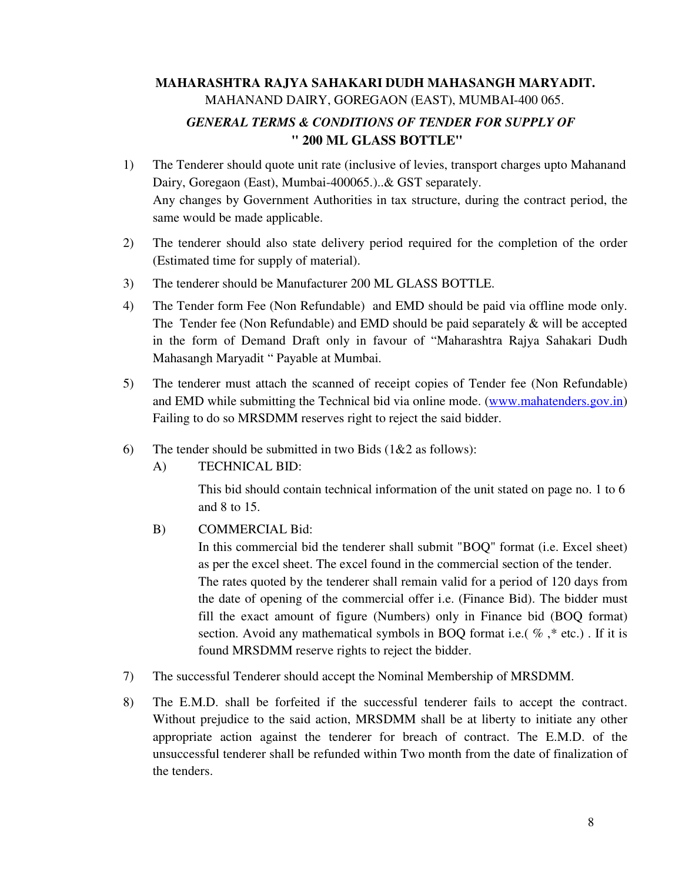**MAHARASHTRA RAJYA SAHAKARI DUDH MAHASANGH MARYADIT.**

MAHANAND DAIRY, GOREGAON (EAST), MUMBAI-400 065.

***GENERAL TERMS & CONDITIONS OF TENDER FOR SUPPLY OF***
**" 200 ML GLASS BOTTLE"**

1) The Tenderer should quote unit rate (inclusive of levies, transport charges upto Mahanand Dairy, Goregaon (East), Mumbai-400065.)..& GST separately.
   Any changes by Government Authorities in tax structure, during the contract period, the same would be made applicable.

2) The tenderer should also state delivery period required for the completion of the order (Estimated time for supply of material).

3) The tenderer should be Manufacturer 200 ML GLASS BOTTLE.

4) The Tender form Fee (Non Refundable) and EMD should be paid via offline mode only. The Tender fee (Non Refundable) and EMD should be paid separately & will be accepted in the form of Demand Draft only in favour of "Maharashtra Rajya Sahakari Dudh Mahasangh Maryadit " Payable at Mumbai.

5) The tenderer must attach the scanned of receipt copies of Tender fee (Non Refundable) and EMD while submitting the Technical bid via online mode. (www.mahatenders.gov.in) Failing to do so MRSDMM reserves right to reject the said bidder.

6) The tender should be submitted in two Bids (1&2 as follows):
   A) TECHNICAL BID:
      This bid should contain technical information of the unit stated on page no. 1 to 6 and 8 to 15.
   B) COMMERCIAL Bid:
      In this commercial bid the tenderer shall submit "BOQ" format (i.e. Excel sheet) as per the excel sheet. The excel found in the commercial section of the tender.
      The rates quoted by the tenderer shall remain valid for a period of 120 days from the date of opening of the commercial offer i.e. (Finance Bid). The bidder must fill the exact amount of figure (Numbers) only in Finance bid (BOQ format) section. Avoid any mathematical symbols in BOQ format i.e.( % ,* etc.) . If it is found MRSDMM reserve rights to reject the bidder.

7) The successful Tenderer should accept the Nominal Membership of MRSDMM.

8) The E.M.D. shall be forfeited if the successful tenderer fails to accept the contract. Without prejudice to the said action, MRSDMM shall be at liberty to initiate any other appropriate action against the tenderer for breach of contract. The E.M.D. of the unsuccessful tenderer shall be refunded within Two month from the date of finalization of the tenders.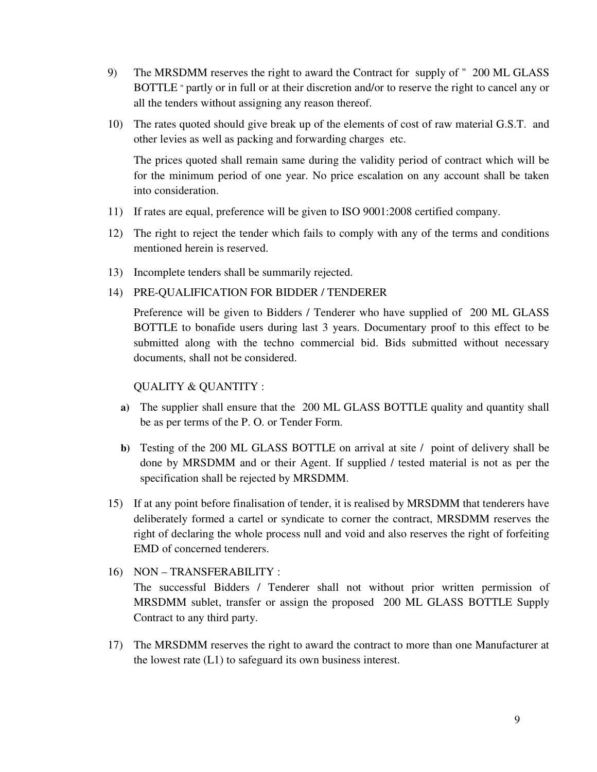9) The MRSDMM reserves the right to award the Contract for supply of " 200 ML GLASS BOTTLE " partly or in full or at their discretion and/or to reserve the right to cancel any or all the tenders without assigning any reason thereof.

10) The rates quoted should give break up of the elements of cost of raw material G.S.T. and other levies as well as packing and forwarding charges etc.

    The prices quoted shall remain same during the validity period of contract which will be for the minimum period of one year. No price escalation on any account shall be taken into consideration.

11) If rates are equal, preference will be given to ISO 9001:2008 certified company.

12) The right to reject the tender which fails to comply with any of the terms and conditions mentioned herein is reserved.

13) Incomplete tenders shall be summarily rejected.

14) PRE-QUALIFICATION FOR BIDDER / TENDERER

    Preference will be given to Bidders / Tenderer who have supplied of 200 ML GLASS BOTTLE to bonafide users during last 3 years. Documentary proof to this effect to be submitted along with the techno commercial bid. Bids submitted without necessary documents, shall not be considered.

    QUALITY & QUANTITY :

    **a)** The supplier shall ensure that the 200 ML GLASS BOTTLE quality and quantity shall be as per terms of the P. O. or Tender Form.

    **b)** Testing of the 200 ML GLASS BOTTLE on arrival at site / point of delivery shall be done by MRSDMM and or their Agent. If supplied / tested material is not as per the specification shall be rejected by MRSDMM.

15) If at any point before finalisation of tender, it is realised by MRSDMM that tenderers have deliberately formed a cartel or syndicate to corner the contract, MRSDMM reserves the right of declaring the whole process null and void and also reserves the right of forfeiting EMD of concerned tenderers.

16) NON – TRANSFERABILITY :
    The successful Bidders / Tenderer shall not without prior written permission of MRSDMM sublet, transfer or assign the proposed 200 ML GLASS BOTTLE Supply Contract to any third party.

17) The MRSDMM reserves the right to award the contract to more than one Manufacturer at the lowest rate (L1) to safeguard its own business interest.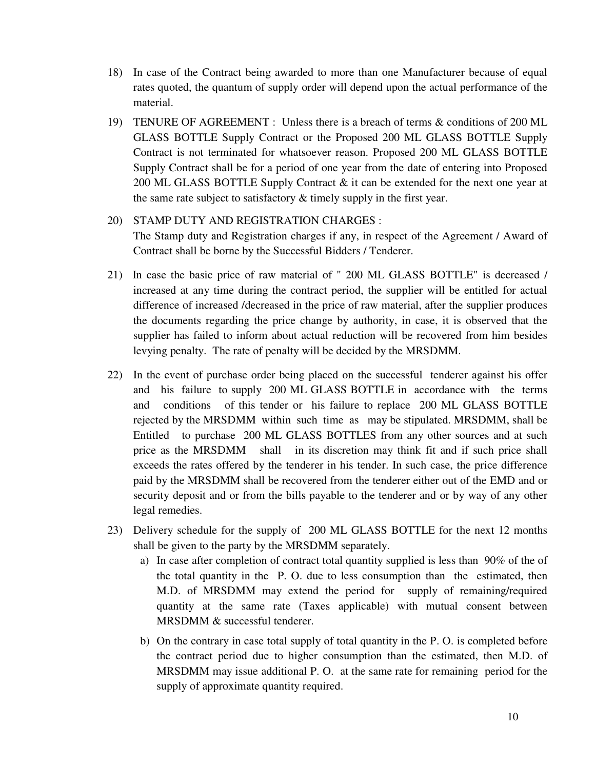18) In case of the Contract being awarded to more than one Manufacturer because of equal rates quoted, the quantum of supply order will depend upon the actual performance of the material.

19) TENURE OF AGREEMENT : Unless there is a breach of terms & conditions of 200 ML GLASS BOTTLE Supply Contract or the Proposed 200 ML GLASS BOTTLE Supply Contract is not terminated for whatsoever reason. Proposed 200 ML GLASS BOTTLE Supply Contract shall be for a period of one year from the date of entering into Proposed 200 ML GLASS BOTTLE Supply Contract & it can be extended for the next one year at the same rate subject to satisfactory & timely supply in the first year.

20) STAMP DUTY AND REGISTRATION CHARGES :
The Stamp duty and Registration charges if any, in respect of the Agreement / Award of Contract shall be borne by the Successful Bidders / Tenderer.

21) In case the basic price of raw material of " 200 ML GLASS BOTTLE" is decreased / increased at any time during the contract period, the supplier will be entitled for actual difference of increased /decreased in the price of raw material, after the supplier produces the documents regarding the price change by authority, in case, it is observed that the supplier has failed to inform about actual reduction will be recovered from him besides levying penalty. The rate of penalty will be decided by the MRSDMM.

22) In the event of purchase order being placed on the successful tenderer against his offer and his failure to supply 200 ML GLASS BOTTLE in accordance with the terms and conditions of this tender or his failure to replace 200 ML GLASS BOTTLE rejected by the MRSDMM within such time as may be stipulated. MRSDMM, shall be Entitled to purchase 200 ML GLASS BOTTLES from any other sources and at such price as the MRSDMM shall in its discretion may think fit and if such price shall exceeds the rates offered by the tenderer in his tender. In such case, the price difference paid by the MRSDMM shall be recovered from the tenderer either out of the EMD and or security deposit and or from the bills payable to the tenderer and or by way of any other legal remedies.

23) Delivery schedule for the supply of 200 ML GLASS BOTTLE for the next 12 months shall be given to the party by the MRSDMM separately.
    a) In case after completion of contract total quantity supplied is less than 90% of the of the total quantity in the P. O. due to less consumption than the estimated, then M.D. of MRSDMM may extend the period for supply of remaining/required quantity at the same rate (Taxes applicable) with mutual consent between MRSDMM & successful tenderer.
    b) On the contrary in case total supply of total quantity in the P. O. is completed before the contract period due to higher consumption than the estimated, then M.D. of MRSDMM may issue additional P. O. at the same rate for remaining period for the supply of approximate quantity required.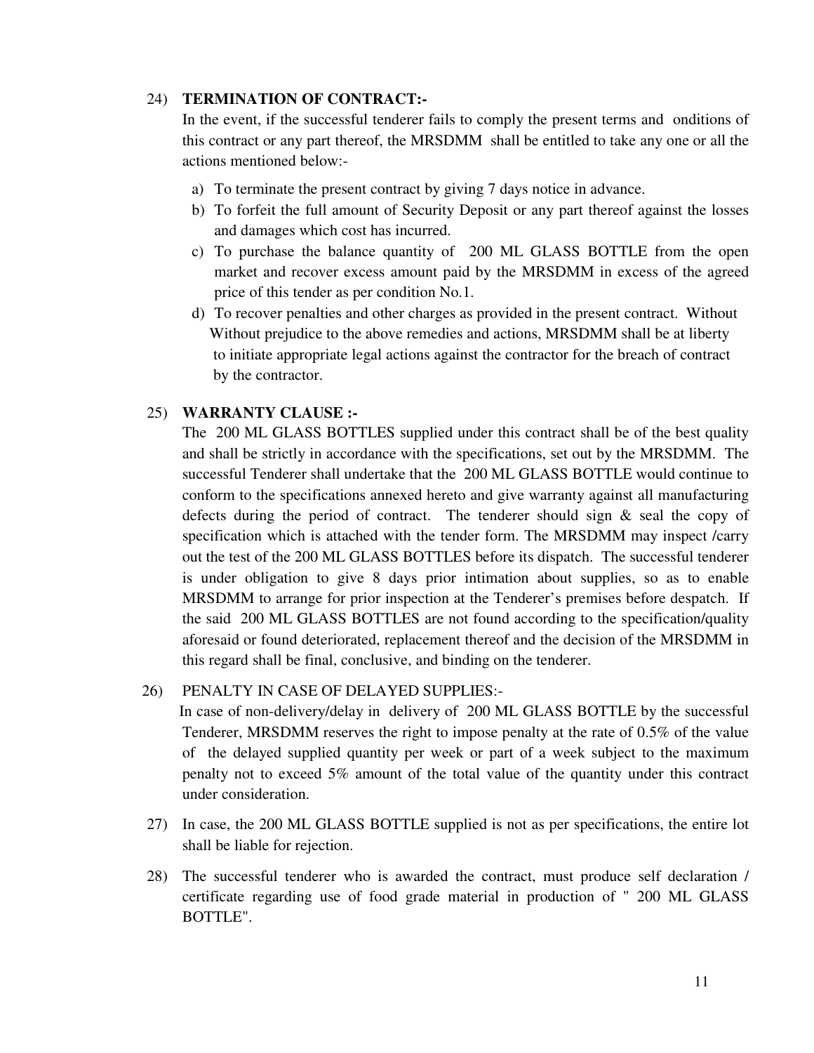24) **TERMINATION OF CONTRACT:-**

In the event, if the successful tenderer fails to comply the present terms and onditions of this contract or any part thereof, the MRSDMM shall be entitled to take any one or all the actions mentioned below:-

a) To terminate the present contract by giving 7 days notice in advance.
b) To forfeit the full amount of Security Deposit or any part thereof against the losses and damages which cost has incurred.
c) To purchase the balance quantity of 200 ML GLASS BOTTLE from the open market and recover excess amount paid by the MRSDMM in excess of the agreed price of this tender as per condition No.1.
d) To recover penalties and other charges as provided in the present contract. Without Without prejudice to the above remedies and actions, MRSDMM shall be at liberty to initiate appropriate legal actions against the contractor for the breach of contract by the contractor.

25) **WARRANTY CLAUSE :-**

The 200 ML GLASS BOTTLES supplied under this contract shall be of the best quality and shall be strictly in accordance with the specifications, set out by the MRSDMM. The successful Tenderer shall undertake that the 200 ML GLASS BOTTLE would continue to conform to the specifications annexed hereto and give warranty against all manufacturing defects during the period of contract. The tenderer should sign & seal the copy of specification which is attached with the tender form. The MRSDMM may inspect /carry out the test of the 200 ML GLASS BOTTLES before its dispatch. The successful tenderer is under obligation to give 8 days prior intimation about supplies, so as to enable MRSDMM to arrange for prior inspection at the Tenderer's premises before despatch. If the said 200 ML GLASS BOTTLES are not found according to the specification/quality aforesaid or found deteriorated, replacement thereof and the decision of the MRSDMM in this regard shall be final, conclusive, and binding on the tenderer.

26) PENALTY IN CASE OF DELAYED SUPPLIES:-

In case of non-delivery/delay in delivery of 200 ML GLASS BOTTLE by the successful Tenderer, MRSDMM reserves the right to impose penalty at the rate of 0.5% of the value of the delayed supplied quantity per week or part of a week subject to the maximum penalty not to exceed 5% amount of the total value of the quantity under this contract under consideration.

27) In case, the 200 ML GLASS BOTTLE supplied is not as per specifications, the entire lot shall be liable for rejection.

28) The successful tenderer who is awarded the contract, must produce self declaration / certificate regarding use of food grade material in production of " 200 ML GLASS BOTTLE".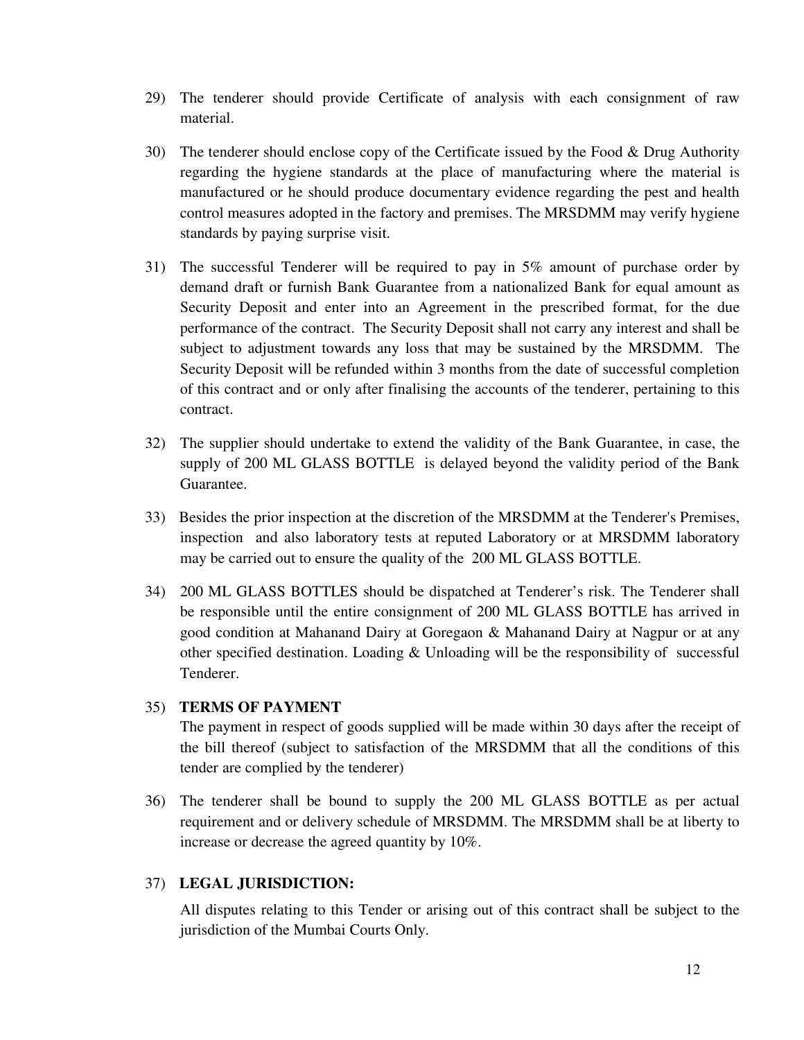29) The tenderer should provide Certificate of analysis with each consignment of raw material.

30) The tenderer should enclose copy of the Certificate issued by the Food & Drug Authority regarding the hygiene standards at the place of manufacturing where the material is manufactured or he should produce documentary evidence regarding the pest and health control measures adopted in the factory and premises. The MRSDMM may verify hygiene standards by paying surprise visit.

31) The successful Tenderer will be required to pay in 5% amount of purchase order by demand draft or furnish Bank Guarantee from a nationalized Bank for equal amount as Security Deposit and enter into an Agreement in the prescribed format, for the due performance of the contract. The Security Deposit shall not carry any interest and shall be subject to adjustment towards any loss that may be sustained by the MRSDMM. The Security Deposit will be refunded within 3 months from the date of successful completion of this contract and or only after finalising the accounts of the tenderer, pertaining to this contract.

32) The supplier should undertake to extend the validity of the Bank Guarantee, in case, the supply of 200 ML GLASS BOTTLE is delayed beyond the validity period of the Bank Guarantee.

33) Besides the prior inspection at the discretion of the MRSDMM at the Tenderer's Premises, inspection and also laboratory tests at reputed Laboratory or at MRSDMM laboratory may be carried out to ensure the quality of the 200 ML GLASS BOTTLE.

34) 200 ML GLASS BOTTLES should be dispatched at Tenderer's risk. The Tenderer shall be responsible until the entire consignment of 200 ML GLASS BOTTLE has arrived in good condition at Mahanand Dairy at Goregaon & Mahanand Dairy at Nagpur or at any other specified destination. Loading & Unloading will be the responsibility of successful Tenderer.

35) **TERMS OF PAYMENT**

The payment in respect of goods supplied will be made within 30 days after the receipt of the bill thereof (subject to satisfaction of the MRSDMM that all the conditions of this tender are complied by the tenderer)

36) The tenderer shall be bound to supply the 200 ML GLASS BOTTLE as per actual requirement and or delivery schedule of MRSDMM. The MRSDMM shall be at liberty to increase or decrease the agreed quantity by 10%.

37) **LEGAL JURISDICTION:**

All disputes relating to this Tender or arising out of this contract shall be subject to the jurisdiction of the Mumbai Courts Only.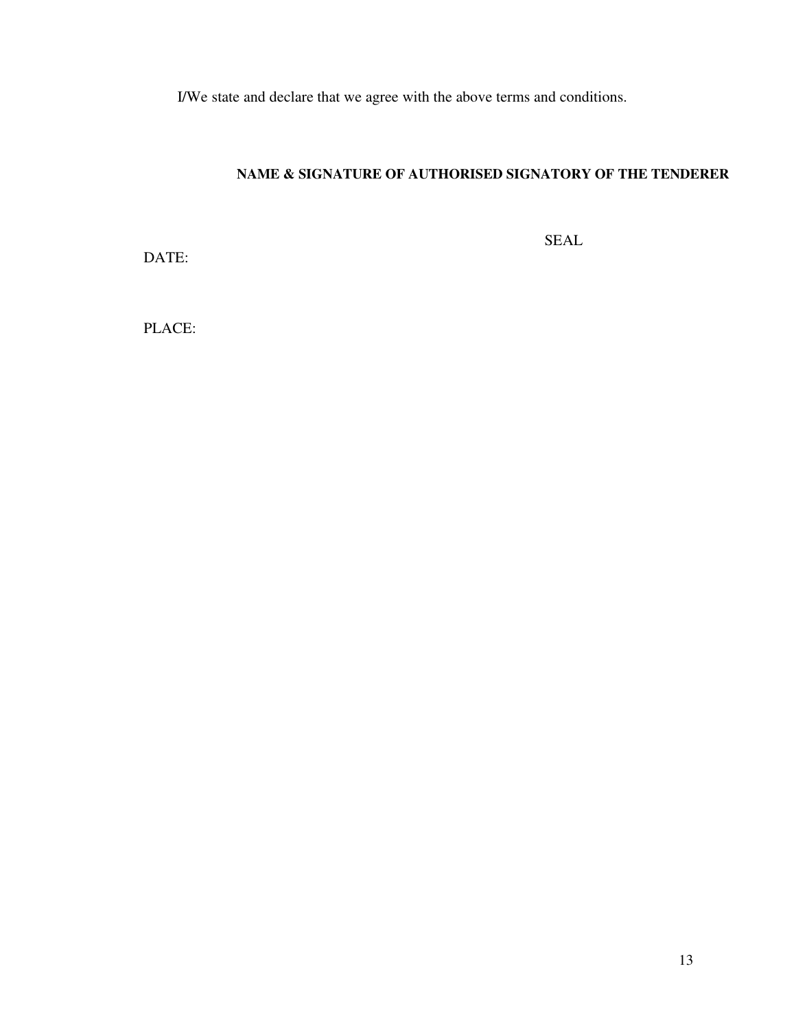I/We state and declare that we agree with the above terms and conditions.

**NAME & SIGNATURE OF AUTHORISED SIGNATORY OF THE TENDERER**

SEAL

DATE:

PLACE: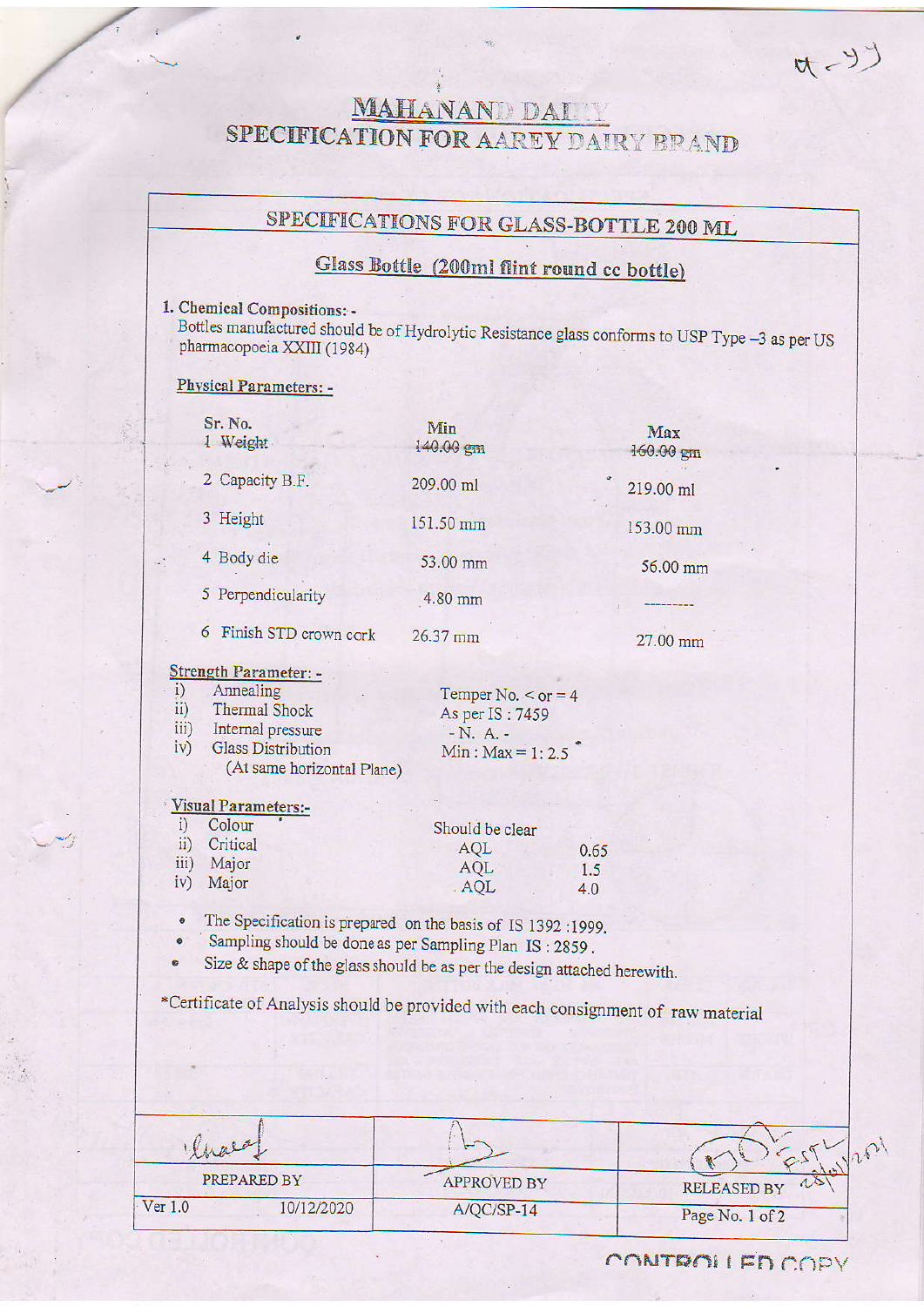# MAHANAND DAIRY
## SPECIFICATION FOR AAREY DAIRY BRAND

## SPECIFICATIONS FOR GLASS-BOTTLE 200 ML

### Glass Bottle (200ml flint round cc bottle)

**1. Chemical Compositions: -**
Bottles manufactured should be of Hydrolytic Resistance glass conforms to USP Type –3 as per US pharmacopoeia XXIII (1984)

**Physical Parameters: -**

| Sr. No. | Min | Max |
|---|---|---|
| 1 Weight | 140.00 gm | 160.00 gm |
| 2 Capacity B.F. | 209.00 ml | 219.00 ml |
| 3 Height | 151.50 mm | 153.00 mm |
| 4 Body die | 53.00 mm | 56.00 mm |
| 5 Perpendicularity | 4.80 mm | --------- |
| 6 Finish STD crown cork | 26.37 mm | 27.00 mm |

**Strength Parameter: -**

| | | |
|---|---|---|
| i) | Annealing | Temper No. < or = 4 |
| ii) | Thermal Shock | As per IS : 7459 |
| iii) | Internal pressure | - N. A. - |
| iv) | Glass Distribution (At same horizontal Plane) | Min : Max = 1: 2.5 |

**Visual Parameters:-**

| | | | |
|---|---|---|---|
| i) | Colour | Should be clear | |
| ii) | Critical | AQL | 0.65 |
| iii) | Major | AQL | 1.5 |
| iv) | Major | AQL | 4.0 |

- The Specification is prepared on the basis of IS 1392 :1999.
- Sampling should be done as per Sampling Plan IS : 2859 .
- Size & shape of the glass should be as per the design attached herewith.

*Certificate of Analysis should be provided with each consignment of raw material

| PREPARED BY | APPROVED BY | RELEASED BY |
|---|---|---|
| Ver 1.0 &nbsp;&nbsp; 10/12/2020 | A/QC/SP-14 | Page No. 1 of 2 |

CONTROLLED COPY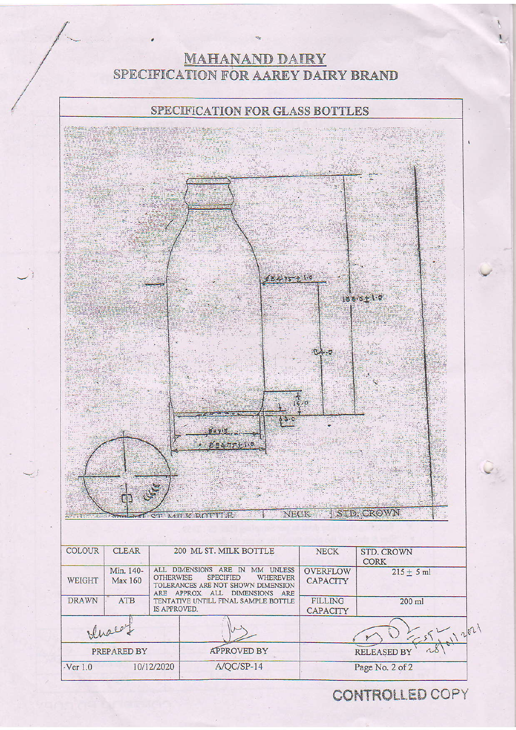# MAHANAND DAIRY
## SPECIFICATION FOR AAREY DAIRY BRAND

### SPECIFICATION FOR GLASS BOTTLES

Ø52.75±1.0

155.0±1.0

84.0

16.0

5.0

Ø47.5

Ø52.75±1.0

ST. MILK BOTTLE | NECK | STD. CROWN

| COLOUR | CLEAR | 200 ML ST. MILK BOTTLE | NECK | STD. CROWN CORK |
|---|---|---|---|---|
| WEIGHT | Min. 140- Max 160 | ALL DIMENSIONS ARE IN MM UNLESS OTHERWISE SPECIFIED WHEREVER TOLERANCES ARE NOT SHOWN DIMENSION ARE APPROX. ALL DIMENSIONS ARE TENTATIVE UNTILL FINAL SAMPLE BOTTLE IS APPROVED. | OVERFLOW CAPACITY | 215 ± 5 ml |
| DRAWN | ATB | | FILLING CAPACITY | 200 ml |

| | | |
|---|---|---|
| PREPARED BY | APPROVED BY | RELEASED BY |
| Ver 1.0 10/12/2020 | A/QC/SP-14 | |

CONTROLLED COPY